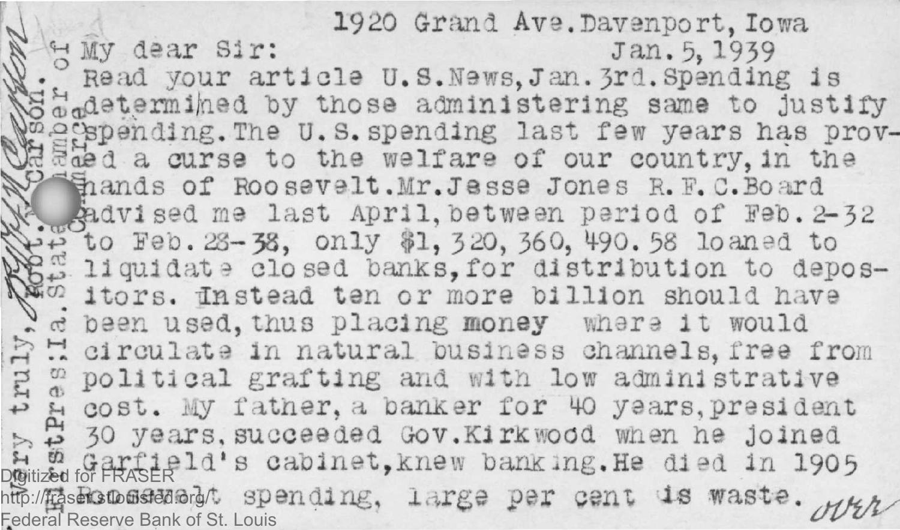1920 Grand Ave. Davenport, Iowa

Jan. 5, 1939

My dear Sir:

Read your article U.S.News, Jan. 3rd. Spending is determined by those administering same to justify spending. The U.S. spending last few years has proved a curse to the welfare of our country, in the hands of Roosevelt. Mr. Jesse Jones R.F.C. Board advised me last April, between period of Feb. 2-32 to Feb. 28-38, only $1,320,360,490.58 loaned to liquidate closed banks, for distribution to depositors. Instead ten or more billion should have been used, thus placing money where it would circulate in natural business channels, free from political grafting and with low administrative cost. My father, a banker for 40 years, president 30 years, succeeded Gov. Kirkwood when he joined Garfield's cabinet, knew banking. He died in 1905

Roosevelt spending, large per cent is waste.

over

Very truly, Robt. H. Carson

Robt. H. Carson.

1st Pres. Ia. State Chamber of Commerce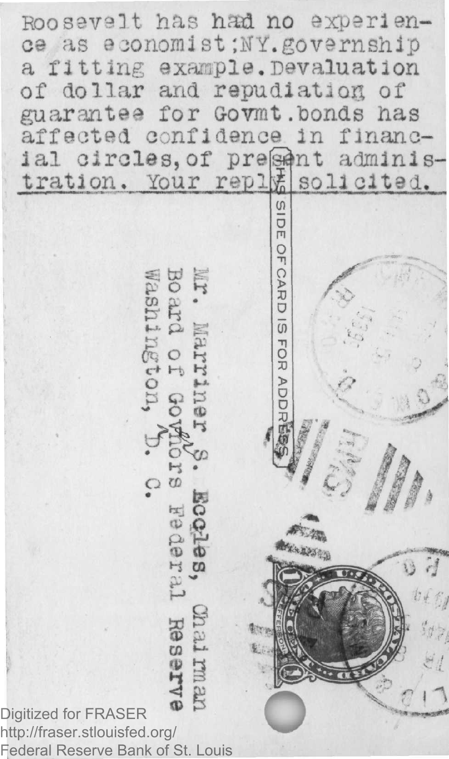Roosevelt has had no experience as economist;NY.governship a fitting example.Devaluation of dollar and repudiation of guarantee for Govmt.bonds has affected confidence in financial circles,of present administration. Your reply solicited.

THIS SIDE OF CARD IS FOR ADDRESS

Mr. Marriner S. Eccles, Chairman
Board of Governors Federal Reserve
Washington, D. C.